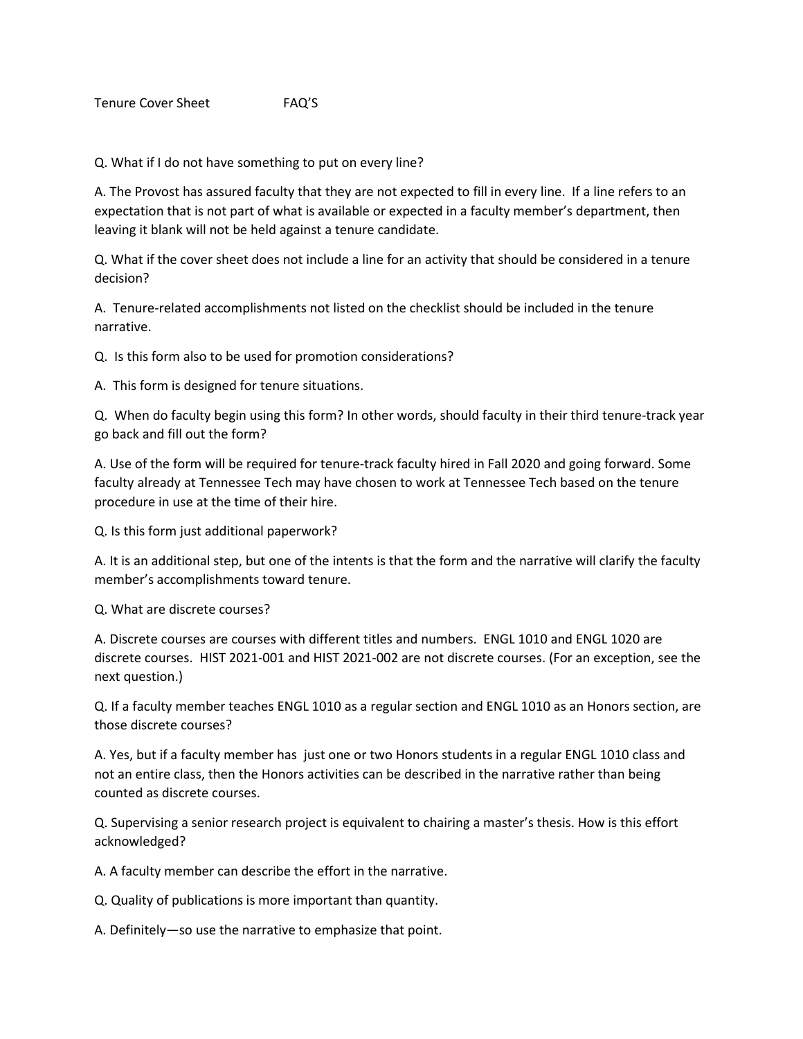# Tenure Cover Sheet FAQ'S

Q. What if I do not have something to put on every line?

A. The Provost has assured faculty that they are not expected to fill in every line. If a line refers to an expectation that is not part of what is available or expected in a faculty member's department, then leaving it blank will not be held against a tenure candidate.

Q. What if the cover sheet does not include a line for an activity that should be considered in a tenure decision?

A. Tenure-related accomplishments not listed on the checklist should be included in the tenure narrative.

Q. Is this form also to be used for promotion considerations?

A. This form is designed for tenure situations.

Q. When do faculty begin using this form? In other words, should faculty in their third tenure-track year go back and fill out the form?

A. Use of the form will be required for tenure-track faculty hired in Fall 2020 and going forward. Some faculty already at Tennessee Tech may have chosen to work at Tennessee Tech based on the tenure procedure in use at the time of their hire.

Q. Is this form just additional paperwork?

A. It is an additional step, but one of the intents is that the form and the narrative will clarify the faculty member's accomplishments toward tenure.

Q. What are discrete courses?

A. Discrete courses are courses with different titles and numbers. ENGL 1010 and ENGL 1020 are discrete courses. HIST 2021-001 and HIST 2021-002 are not discrete courses. (For an exception, see the next question.)

Q. If a faculty member teaches ENGL 1010 as a regular section and ENGL 1010 as an Honors section, are those discrete courses?

A. Yes, but if a faculty member has just one or two Honors students in a regular ENGL 1010 class and not an entire class, then the Honors activities can be described in the narrative rather than being counted as discrete courses.

Q. Supervising a senior research project is equivalent to chairing a master's thesis. How is this effort acknowledged?

A. A faculty member can describe the effort in the narrative.

Q. Quality of publications is more important than quantity.

A. Definitely—so use the narrative to emphasize that point.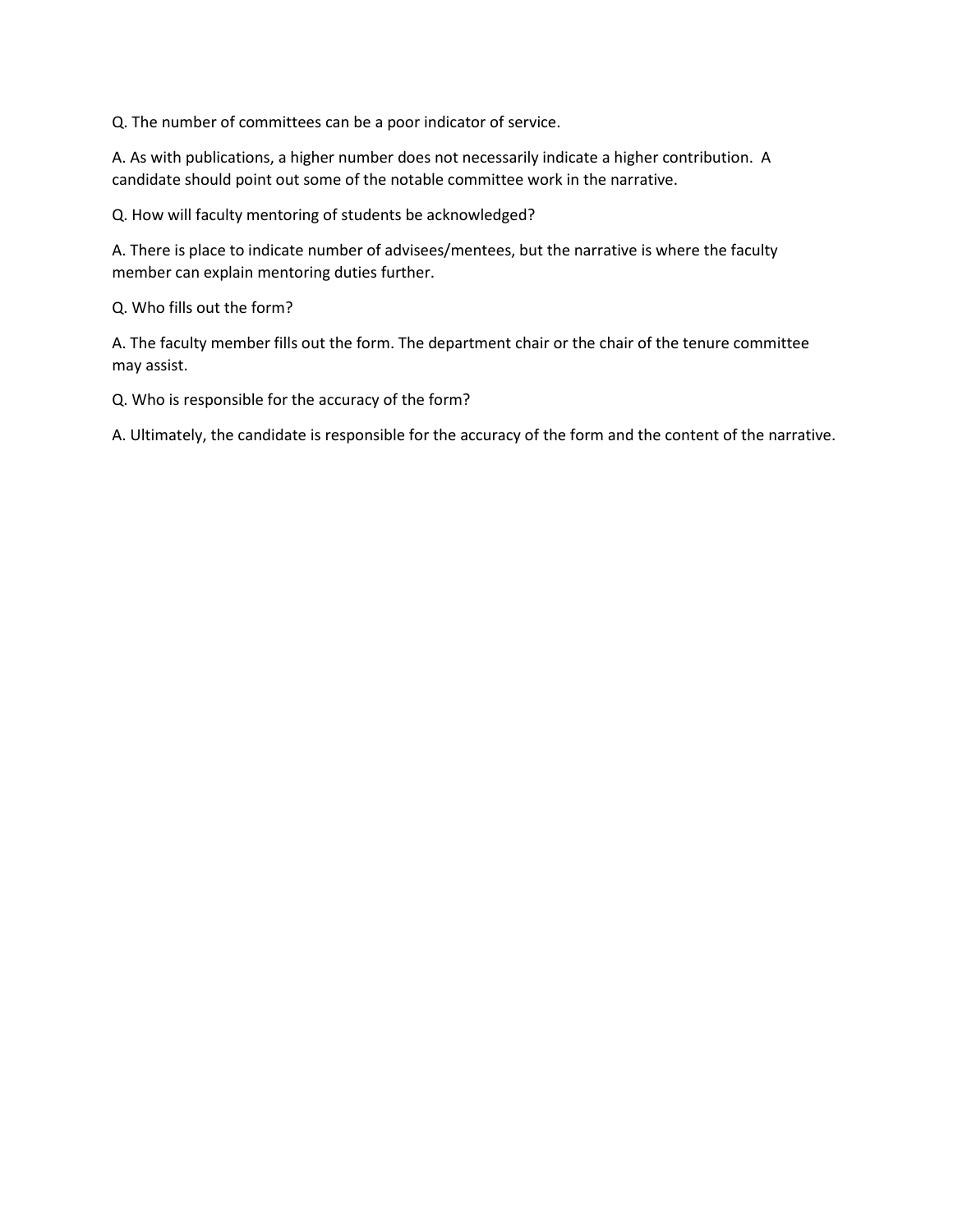Q. The number of committees can be a poor indicator of service.

A. As with publications, a higher number does not necessarily indicate a higher contribution. A candidate should point out some of the notable committee work in the narrative.

Q. How will faculty mentoring of students be acknowledged?

A. There is place to indicate number of advisees/mentees, but the narrative is where the faculty member can explain mentoring duties further.

Q. Who fills out the form?

A. The faculty member fills out the form. The department chair or the chair of the tenure committee may assist.

Q. Who is responsible for the accuracy of the form?

A. Ultimately, the candidate is responsible for the accuracy of the form and the content of the narrative.